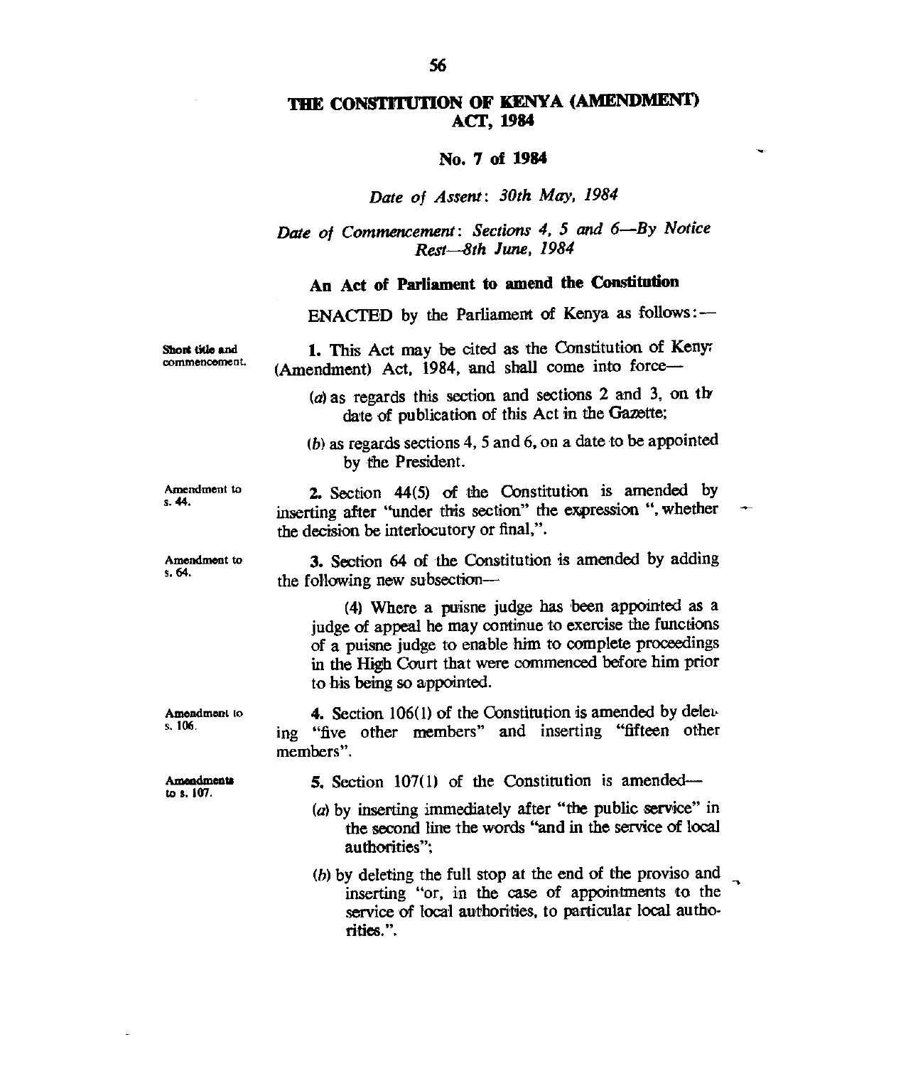# THE CONSTITUTION OF KENYA (AMENDMENT) ACT, 1984

## No. 7 of 1984

*Date of Assent: 30th May, 1984*

*Date of Commencement: Sections 4, 5 and 6—By Notice Rest—8th June, 1984*

### An Act of Parliament to amend the Constitution

ENACTED by the Parliament of Kenya as follows:—

Short title and commencement.

**1.** This Act may be cited as the Constitution of Kenya (Amendment) Act, 1984, and shall come into force—

(*a*) as regards this section and sections 2 and 3, on the date of publication of this Act in the Gazette;

(*b*) as regards sections 4, 5 and 6, on a date to be appointed by the President.

Amendment to s. 44.

**2.** Section 44(5) of the Constitution is amended by inserting after "under this section" the expression ", whether the decision be interlocutory or final,".

Amendment to s. 64.

**3.** Section 64 of the Constitution is amended by adding the following new subsection—

> (4) Where a puisne judge has been appointed as a judge of appeal he may continue to exercise the functions of a puisne judge to enable him to complete proceedings in the High Court that were commenced before him prior to his being so appointed.

Amendment to s. 106.

**4.** Section 106(1) of the Constitution is amended by deleting "five other members" and inserting "fifteen other members".

Amendments to s. 107.

**5.** Section 107(1) of the Constitution is amended—

(*a*) by inserting immediately after "the public service" in the second line the words "and in the service of local authorities";

(*b*) by deleting the full stop at the end of the proviso and inserting "or, in the case of appointments to the service of local authorities, to particular local authorities.".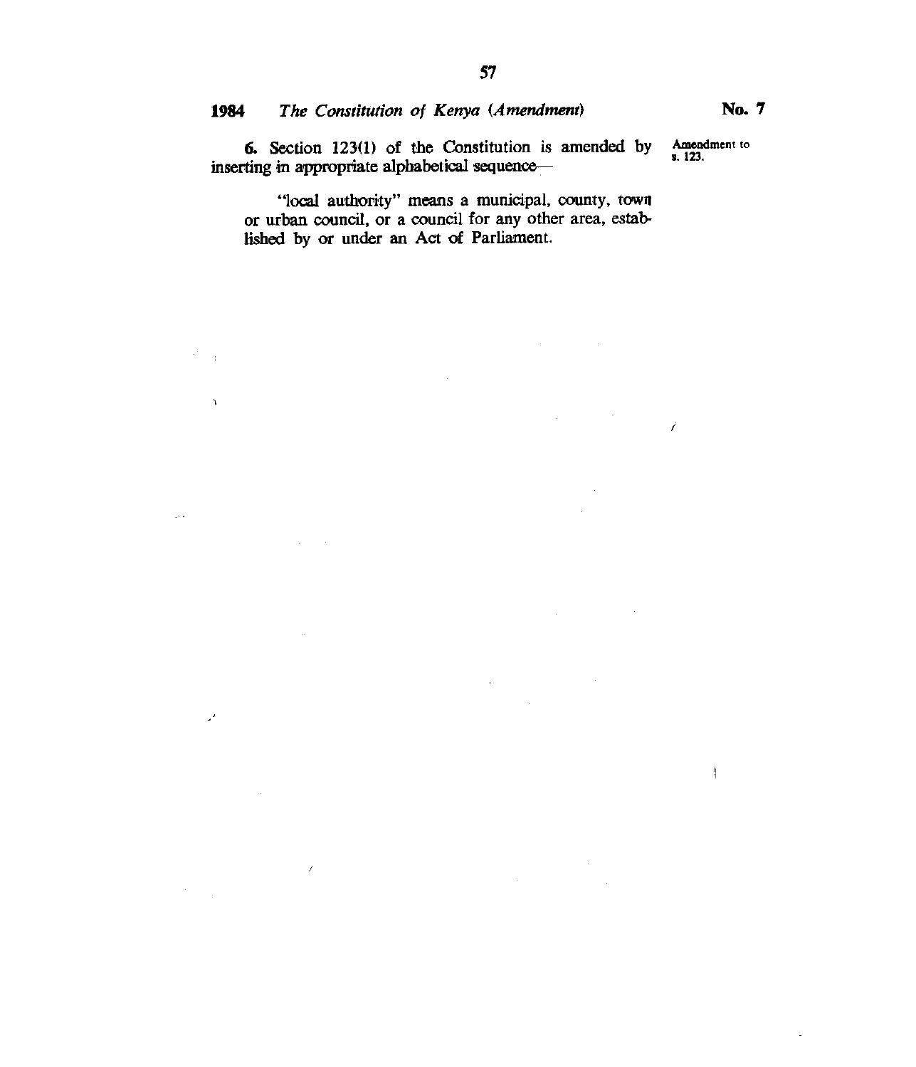**6.** Section 123(1) of the Constitution is amended by inserting in appropriate alphabetical sequence—

Amendment to s. 123.

"local authority" means a municipal, county, town or urban council, or a council for any other area, established by or under an Act of Parliament.